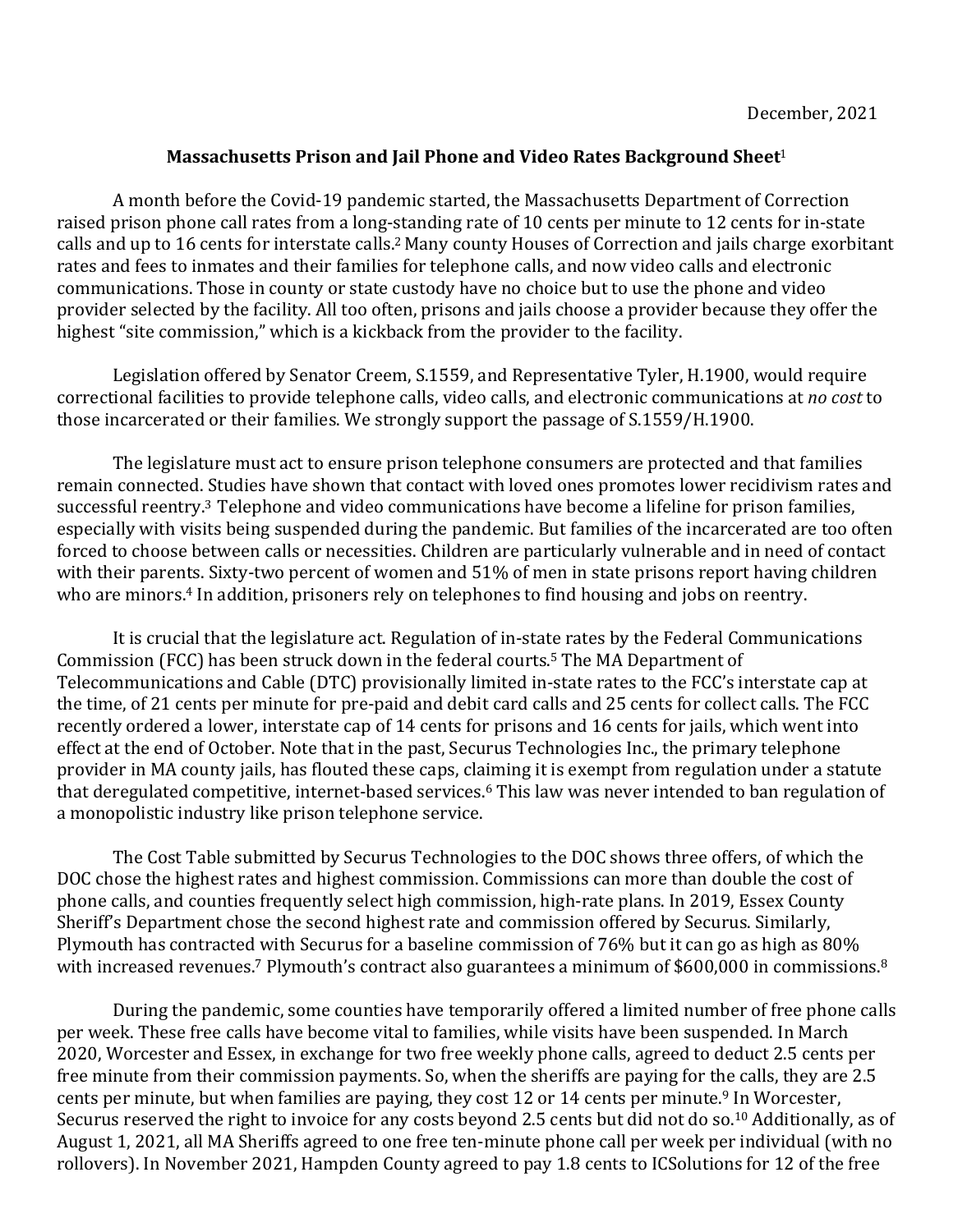December, 2021

## Massachusetts Prison and Jail Phone and Video Rates Background Sheet[1]

A month before the Covid-19 pandemic started, the Massachusetts Department of Correction raised prison phone call rates from a long-standing rate of 10 cents per minute to 12 cents for in-state calls and up to 16 cents for interstate calls.[2] Many county Houses of Correction and jails charge exorbitant rates and fees to inmates and their families for telephone calls, and now video calls and electronic communications. Those in county or state custody have no choice but to use the phone and video provider selected by the facility. All too often, prisons and jails choose a provider because they offer the highest "site commission," which is a kickback from the provider to the facility.

Legislation offered by Senator Creem, S.1559, and Representative Tyler, H.1900, would require correctional facilities to provide telephone calls, video calls, and electronic communications at *no cost* to those incarcerated or their families. We strongly support the passage of S.1559/H.1900.

The legislature must act to ensure prison telephone consumers are protected and that families remain connected. Studies have shown that contact with loved ones promotes lower recidivism rates and successful reentry.[3] Telephone and video communications have become a lifeline for prison families, especially with visits being suspended during the pandemic. But families of the incarcerated are too often forced to choose between calls or necessities. Children are particularly vulnerable and in need of contact with their parents. Sixty-two percent of women and 51% of men in state prisons report having children who are minors.[4] In addition, prisoners rely on telephones to find housing and jobs on reentry.

It is crucial that the legislature act. Regulation of in-state rates by the Federal Communications Commission (FCC) has been struck down in the federal courts.[5] The MA Department of Telecommunications and Cable (DTC) provisionally limited in-state rates to the FCC's interstate cap at the time, of 21 cents per minute for pre-paid and debit card calls and 25 cents for collect calls. The FCC recently ordered a lower, interstate cap of 14 cents for prisons and 16 cents for jails, which went into effect at the end of October. Note that in the past, Securus Technologies Inc., the primary telephone provider in MA county jails, has flouted these caps, claiming it is exempt from regulation under a statute that deregulated competitive, internet-based services.[6] This law was never intended to ban regulation of a monopolistic industry like prison telephone service.

The Cost Table submitted by Securus Technologies to the DOC shows three offers, of which the DOC chose the highest rates and highest commission. Commissions can more than double the cost of phone calls, and counties frequently select high commission, high-rate plans. In 2019, Essex County Sheriff's Department chose the second highest rate and commission offered by Securus. Similarly, Plymouth has contracted with Securus for a baseline commission of 76% but it can go as high as 80% with increased revenues.[7] Plymouth's contract also guarantees a minimum of $600,000 in commissions.[8]

During the pandemic, some counties have temporarily offered a limited number of free phone calls per week. These free calls have become vital to families, while visits have been suspended. In March 2020, Worcester and Essex, in exchange for two free weekly phone calls, agreed to deduct 2.5 cents per free minute from their commission payments. So, when the sheriffs are paying for the calls, they are 2.5 cents per minute, but when families are paying, they cost 12 or 14 cents per minute.[9] In Worcester, Securus reserved the right to invoice for any costs beyond 2.5 cents but did not do so.[10] Additionally, as of August 1, 2021, all MA Sheriffs agreed to one free ten-minute phone call per week per individual (with no rollovers). In November 2021, Hampden County agreed to pay 1.8 cents to ICSolutions for 12 of the free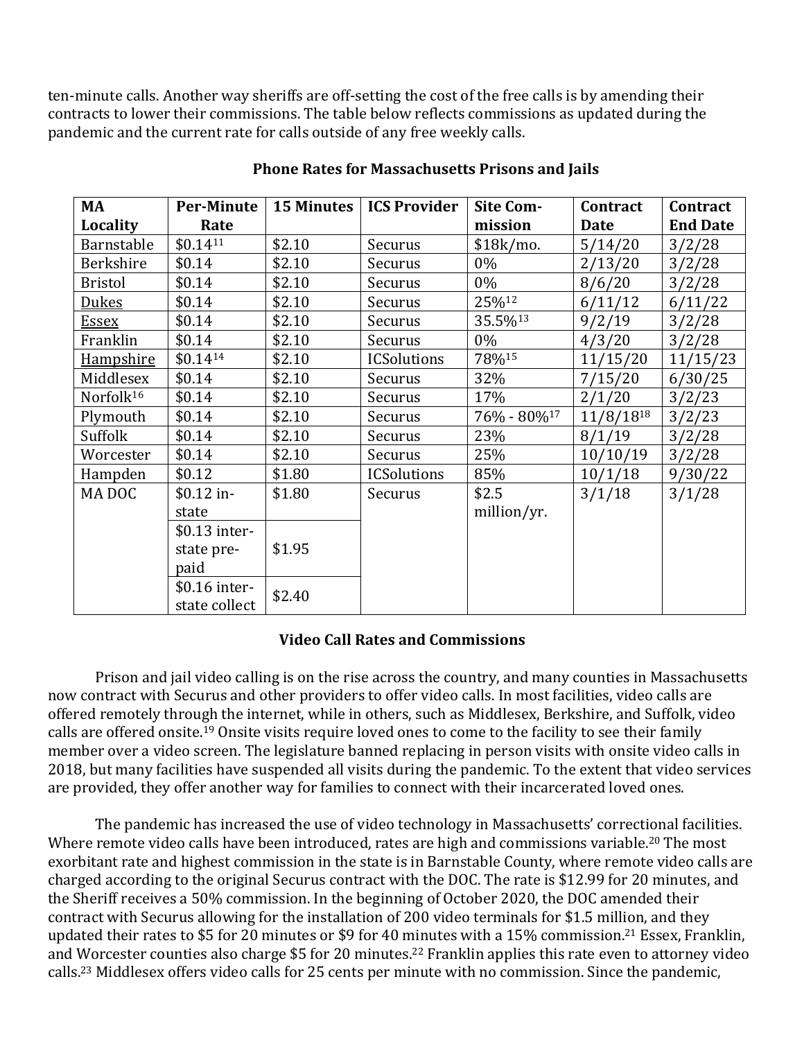ten-minute calls. Another way sheriffs are off-setting the cost of the free calls is by amending their contracts to lower their commissions. The table below reflects commissions as updated during the pandemic and the current rate for calls outside of any free weekly calls.

**Phone Rates for Massachusetts Prisons and Jails**

| MA Locality | Per-Minute Rate | 15 Minutes | ICS Provider | Site Commission | Contract Date | Contract End Date |
|---|---|---|---|---|---|---|
| Barnstable | $0.14[11] | $2.10 | Securus | $18k/mo. | 5/14/20 | 3/2/28 |
| Berkshire | $0.14 | $2.10 | Securus | 0% | 2/13/20 | 3/2/28 |
| Bristol | $0.14 | $2.10 | Securus | 0% | 8/6/20 | 3/2/28 |
| Dukes | $0.14 | $2.10 | Securus | 25%[12] | 6/11/12 | 6/11/22 |
| Essex | $0.14 | $2.10 | Securus | 35.5%[13] | 9/2/19 | 3/2/28 |
| Franklin | $0.14 | $2.10 | Securus | 0% | 4/3/20 | 3/2/28 |
| Hampshire | $0.14[14] | $2.10 | ICSolutions | 78%[15] | 11/15/20 | 11/15/23 |
| Middlesex | $0.14 | $2.10 | Securus | 32% | 7/15/20 | 6/30/25 |
| Norfolk[16] | $0.14 | $2.10 | Securus | 17% | 2/1/20 | 3/2/23 |
| Plymouth | $0.14 | $2.10 | Securus | 76% - 80%[17] | 11/8/18[18] | 3/2/23 |
| Suffolk | $0.14 | $2.10 | Securus | 23% | 8/1/19 | 3/2/28 |
| Worcester | $0.14 | $2.10 | Securus | 25% | 10/10/19 | 3/2/28 |
| Hampden | $0.12 | $1.80 | ICSolutions | 85% | 10/1/18 | 9/30/22 |
| MA DOC | $0.12 in-state | $1.80 | Securus | $2.5 million/yr. | 3/1/18 | 3/1/28 |
| | $0.13 inter-state pre-paid | $1.95 | | | | |
| | $0.16 inter-state collect | $2.40 | | | | |

**Video Call Rates and Commissions**

Prison and jail video calling is on the rise across the country, and many counties in Massachusetts now contract with Securus and other providers to offer video calls. In most facilities, video calls are offered remotely through the internet, while in others, such as Middlesex, Berkshire, and Suffolk, video calls are offered onsite.[19] Onsite visits require loved ones to come to the facility to see their family member over a video screen. The legislature banned replacing in person visits with onsite video calls in 2018, but many facilities have suspended all visits during the pandemic. To the extent that video services are provided, they offer another way for families to connect with their incarcerated loved ones.

The pandemic has increased the use of video technology in Massachusetts' correctional facilities. Where remote video calls have been introduced, rates are high and commissions variable.[20] The most exorbitant rate and highest commission in the state is in Barnstable County, where remote video calls are charged according to the original Securus contract with the DOC. The rate is $12.99 for 20 minutes, and the Sheriff receives a 50% commission. In the beginning of October 2020, the DOC amended their contract with Securus allowing for the installation of 200 video terminals for $1.5 million, and they updated their rates to $5 for 20 minutes or $9 for 40 minutes with a 15% commission.[21] Essex, Franklin, and Worcester counties also charge $5 for 20 minutes.[22] Franklin applies this rate even to attorney video calls.[23] Middlesex offers video calls for 25 cents per minute with no commission. Since the pandemic,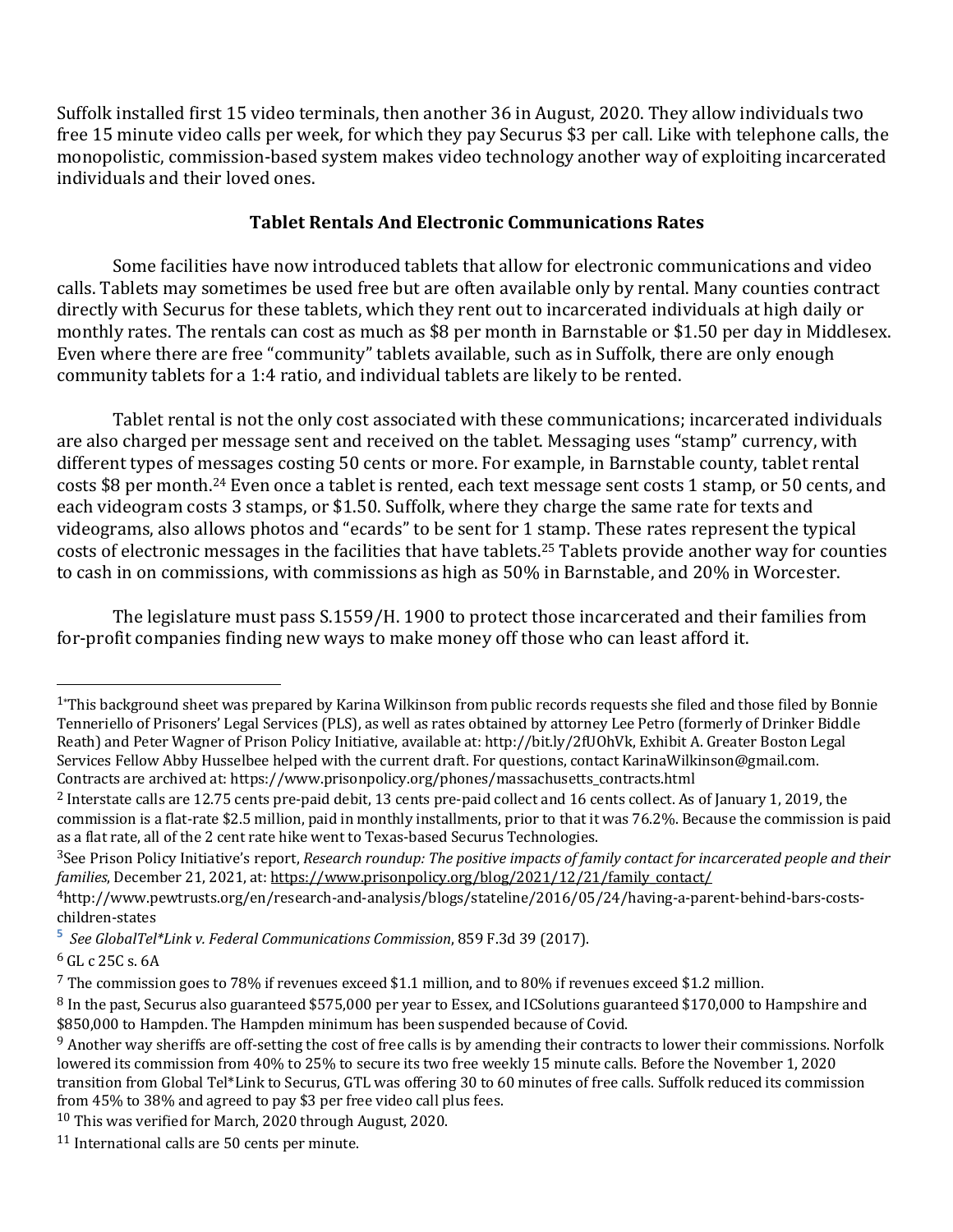Suffolk installed first 15 video terminals, then another 36 in August, 2020. They allow individuals two free 15 minute video calls per week, for which they pay Securus $3 per call. Like with telephone calls, the monopolistic, commission-based system makes video technology another way of exploiting incarcerated individuals and their loved ones.

**Tablet Rentals And Electronic Communications Rates**

Some facilities have now introduced tablets that allow for electronic communications and video calls. Tablets may sometimes be used free but are often available only by rental. Many counties contract directly with Securus for these tablets, which they rent out to incarcerated individuals at high daily or monthly rates. The rentals can cost as much as $8 per month in Barnstable or $1.50 per day in Middlesex. Even where there are free "community" tablets available, such as in Suffolk, there are only enough community tablets for a 1:4 ratio, and individual tablets are likely to be rented.

Tablet rental is not the only cost associated with these communications; incarcerated individuals are also charged per message sent and received on the tablet. Messaging uses "stamp" currency, with different types of messages costing 50 cents or more. For example, in Barnstable county, tablet rental costs $8 per month.[24] Even once a tablet is rented, each text message sent costs 1 stamp, or 50 cents, and each videogram costs 3 stamps, or $1.50. Suffolk, where they charge the same rate for texts and videograms, also allows photos and "ecards" to be sent for 1 stamp. These rates represent the typical costs of electronic messages in the facilities that have tablets.[25] Tablets provide another way for counties to cash in on commissions, with commissions as high as 50% in Barnstable, and 20% in Worcester.

The legislature must pass S.1559/H. 1900 to protect those incarcerated and their families from for-profit companies finding new ways to make money off those who can least afford it.

---

[1] "This background sheet was prepared by Karina Wilkinson from public records requests she filed and those filed by Bonnie Tenneriello of Prisoners' Legal Services (PLS), as well as rates obtained by attorney Lee Petro (formerly of Drinker Biddle Reath) and Peter Wagner of Prison Policy Initiative, available at: http://bit.ly/2fUOhVk, Exhibit A. Greater Boston Legal Services Fellow Abby Husselbee helped with the current draft. For questions, contact KarinaWilkinson@gmail.com. Contracts are archived at: https://www.prisonpolicy.org/phones/massachusetts_contracts.html

[2] Interstate calls are 12.75 cents pre-paid debit, 13 cents pre-paid collect and 16 cents collect. As of January 1, 2019, the commission is a flat-rate $2.5 million, paid in monthly installments, prior to that it was 76.2%. Because the commission is paid as a flat rate, all of the 2 cent rate hike went to Texas-based Securus Technologies.

[3] See Prison Policy Initiative's report, *Research roundup: The positive impacts of family contact for incarcerated people and their families*, December 21, 2021, at: https://www.prisonpolicy.org/blog/2021/12/21/family_contact/

[4] http://www.pewtrusts.org/en/research-and-analysis/blogs/stateline/2016/05/24/having-a-parent-behind-bars-costs-children-states

[5] *See GlobalTel\*Link v. Federal Communications Commission*, 859 F.3d 39 (2017).

[6] GL c 25C s. 6A

[7] The commission goes to 78% if revenues exceed $1.1 million, and to 80% if revenues exceed $1.2 million.

[8] In the past, Securus also guaranteed $575,000 per year to Essex, and ICSolutions guaranteed $170,000 to Hampshire and $850,000 to Hampden. The Hampden minimum has been suspended because of Covid.

[9] Another way sheriffs are off-setting the cost of free calls is by amending their contracts to lower their commissions. Norfolk lowered its commission from 40% to 25% to secure its two free weekly 15 minute calls. Before the November 1, 2020 transition from Global Tel\*Link to Securus, GTL was offering 30 to 60 minutes of free calls. Suffolk reduced its commission from 45% to 38% and agreed to pay $3 per free video call plus fees.

[10] This was verified for March, 2020 through August, 2020.

[11] International calls are 50 cents per minute.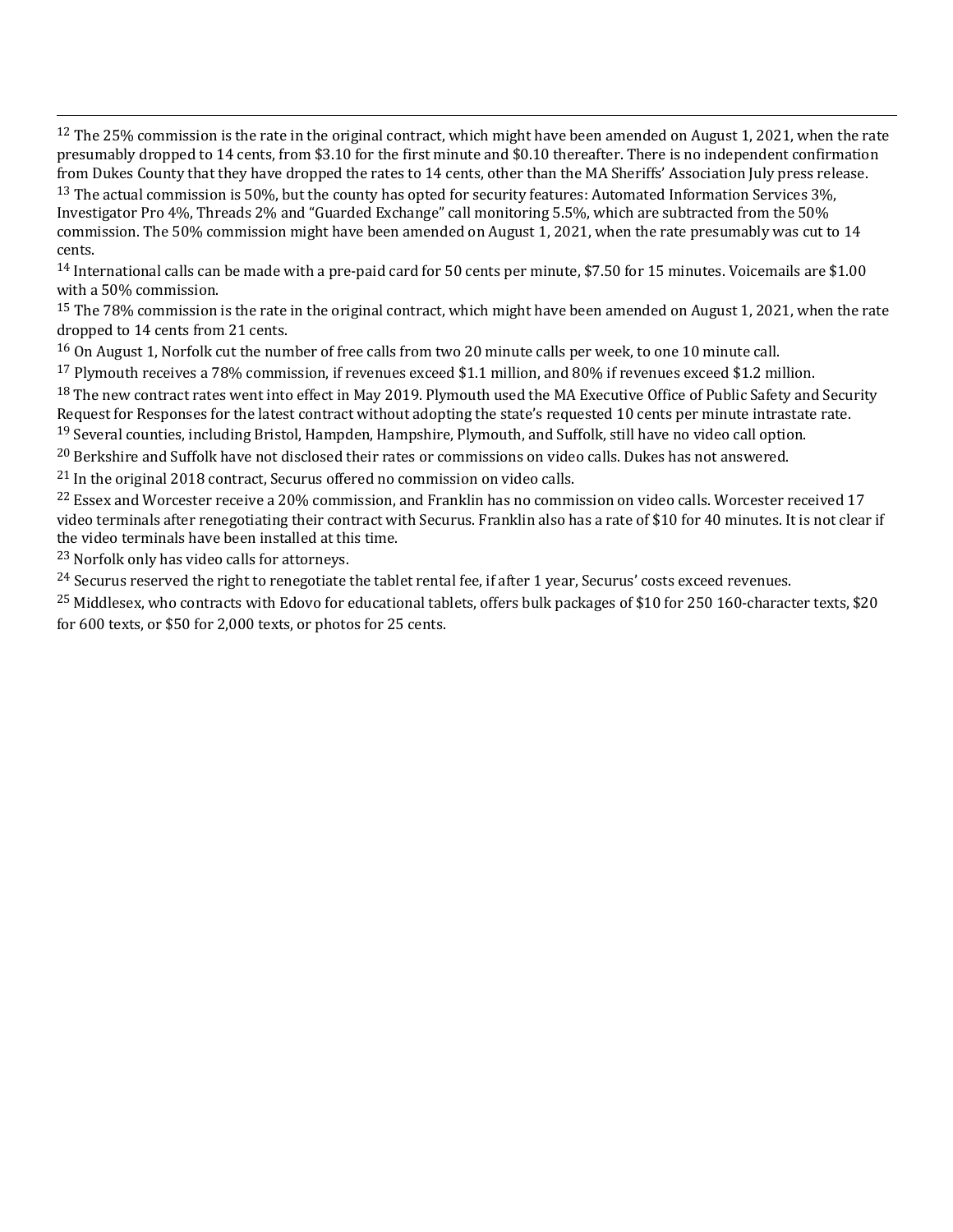[12] The 25% commission is the rate in the original contract, which might have been amended on August 1, 2021, when the rate presumably dropped to 14 cents, from $3.10 for the first minute and $0.10 thereafter. There is no independent confirmation from Dukes County that they have dropped the rates to 14 cents, other than the MA Sheriffs' Association July press release.

[13] The actual commission is 50%, but the county has opted for security features: Automated Information Services 3%, Investigator Pro 4%, Threads 2% and "Guarded Exchange" call monitoring 5.5%, which are subtracted from the 50% commission. The 50% commission might have been amended on August 1, 2021, when the rate presumably was cut to 14 cents.

[14] International calls can be made with a pre-paid card for 50 cents per minute, $7.50 for 15 minutes. Voicemails are $1.00 with a 50% commission.

[15] The 78% commission is the rate in the original contract, which might have been amended on August 1, 2021, when the rate dropped to 14 cents from 21 cents.

[16] On August 1, Norfolk cut the number of free calls from two 20 minute calls per week, to one 10 minute call.

[17] Plymouth receives a 78% commission, if revenues exceed $1.1 million, and 80% if revenues exceed $1.2 million.

[18] The new contract rates went into effect in May 2019. Plymouth used the MA Executive Office of Public Safety and Security Request for Responses for the latest contract without adopting the state's requested 10 cents per minute intrastate rate.

[19] Several counties, including Bristol, Hampden, Hampshire, Plymouth, and Suffolk, still have no video call option.

[20] Berkshire and Suffolk have not disclosed their rates or commissions on video calls. Dukes has not answered.

[21] In the original 2018 contract, Securus offered no commission on video calls.

[22] Essex and Worcester receive a 20% commission, and Franklin has no commission on video calls. Worcester received 17 video terminals after renegotiating their contract with Securus. Franklin also has a rate of $10 for 40 minutes. It is not clear if the video terminals have been installed at this time.

[23] Norfolk only has video calls for attorneys.

[24] Securus reserved the right to renegotiate the tablet rental fee, if after 1 year, Securus' costs exceed revenues.

[25] Middlesex, who contracts with Edovo for educational tablets, offers bulk packages of $10 for 250 160-character texts, $20 for 600 texts, or $50 for 2,000 texts, or photos for 25 cents.